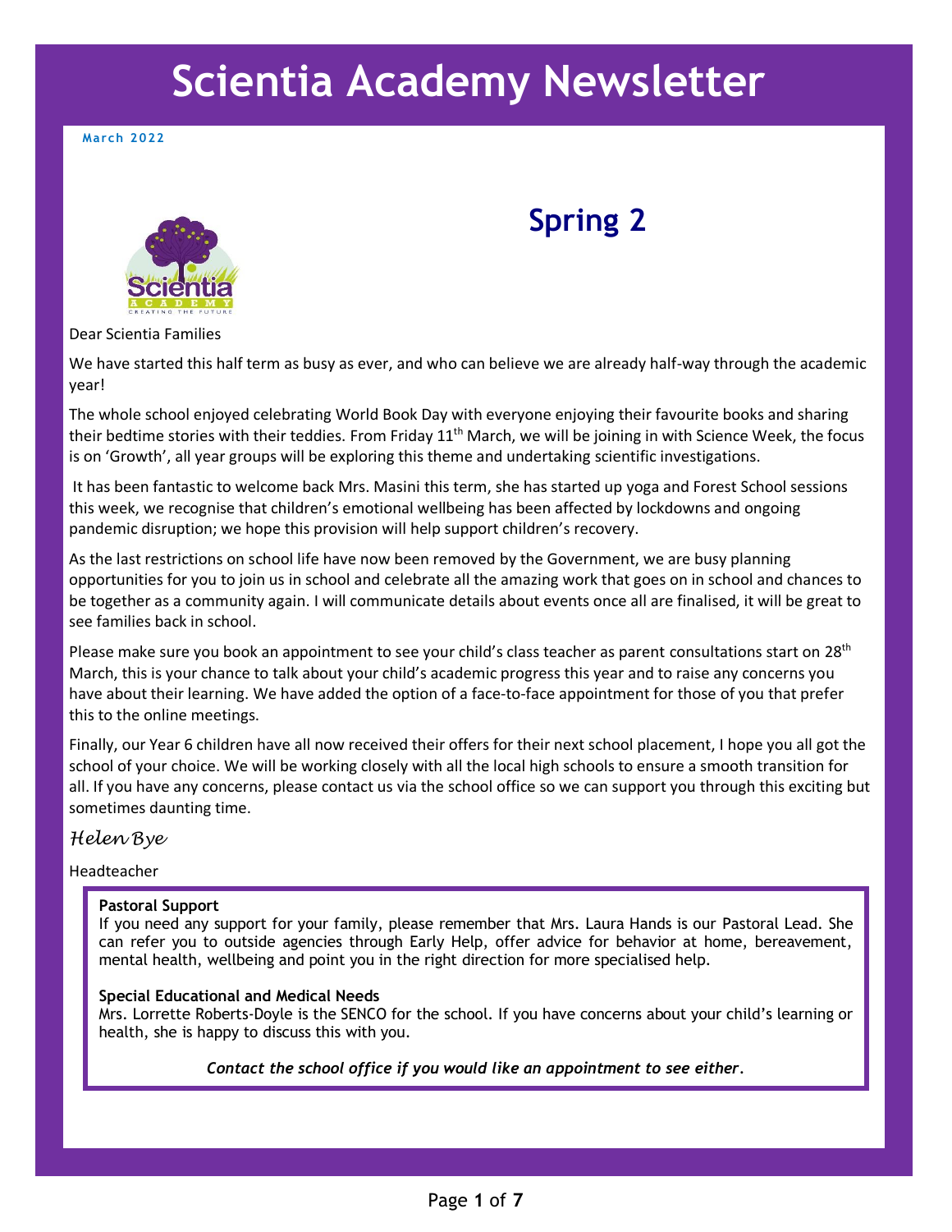# Scientia Academy Newsletter

**March 2022**

## Spring 2

Dear Scientia Families

We have started this half term as busy as ever, and who can believe we are already half-way through the academic year!

The whole school enjoyed celebrating World Book Day with everyone enjoying their favourite books and sharing their bedtime stories with their teddies. From Friday 11th March, we will be joining in with Science Week, the focus is on 'Growth', all year groups will be exploring this theme and undertaking scientific investigations.

It has been fantastic to welcome back Mrs. Masini this term, she has started up yoga and Forest School sessions this week, we recognise that children's emotional wellbeing has been affected by lockdowns and ongoing pandemic disruption; we hope this provision will help support children's recovery.

As the last restrictions on school life have now been removed by the Government, we are busy planning opportunities for you to join us in school and celebrate all the amazing work that goes on in school and chances to be together as a community again. I will communicate details about events once all are finalised, it will be great to see families back in school.

Please make sure you book an appointment to see your child's class teacher as parent consultations start on 28th March, this is your chance to talk about your child's academic progress this year and to raise any concerns you have about their learning. We have added the option of a face-to-face appointment for those of you that prefer this to the online meetings.

Finally, our Year 6 children have all now received their offers for their next school placement, I hope you all got the school of your choice. We will be working closely with all the local high schools to ensure a smooth transition for all. If you have any concerns, please contact us via the school office so we can support you through this exciting but sometimes daunting time.

*Helen Bye*

Headteacher

**Pastoral Support**
If you need any support for your family, please remember that Mrs. Laura Hands is our Pastoral Lead. She can refer you to outside agencies through Early Help, offer advice for behavior at home, bereavement, mental health, wellbeing and point you in the right direction for more specialised help.

**Special Educational and Medical Needs**
Mrs. Lorrette Roberts-Doyle is the SENCO for the school. If you have concerns about your child's learning or health, she is happy to discuss this with you.

***Contact the school office if you would like an appointment to see either.***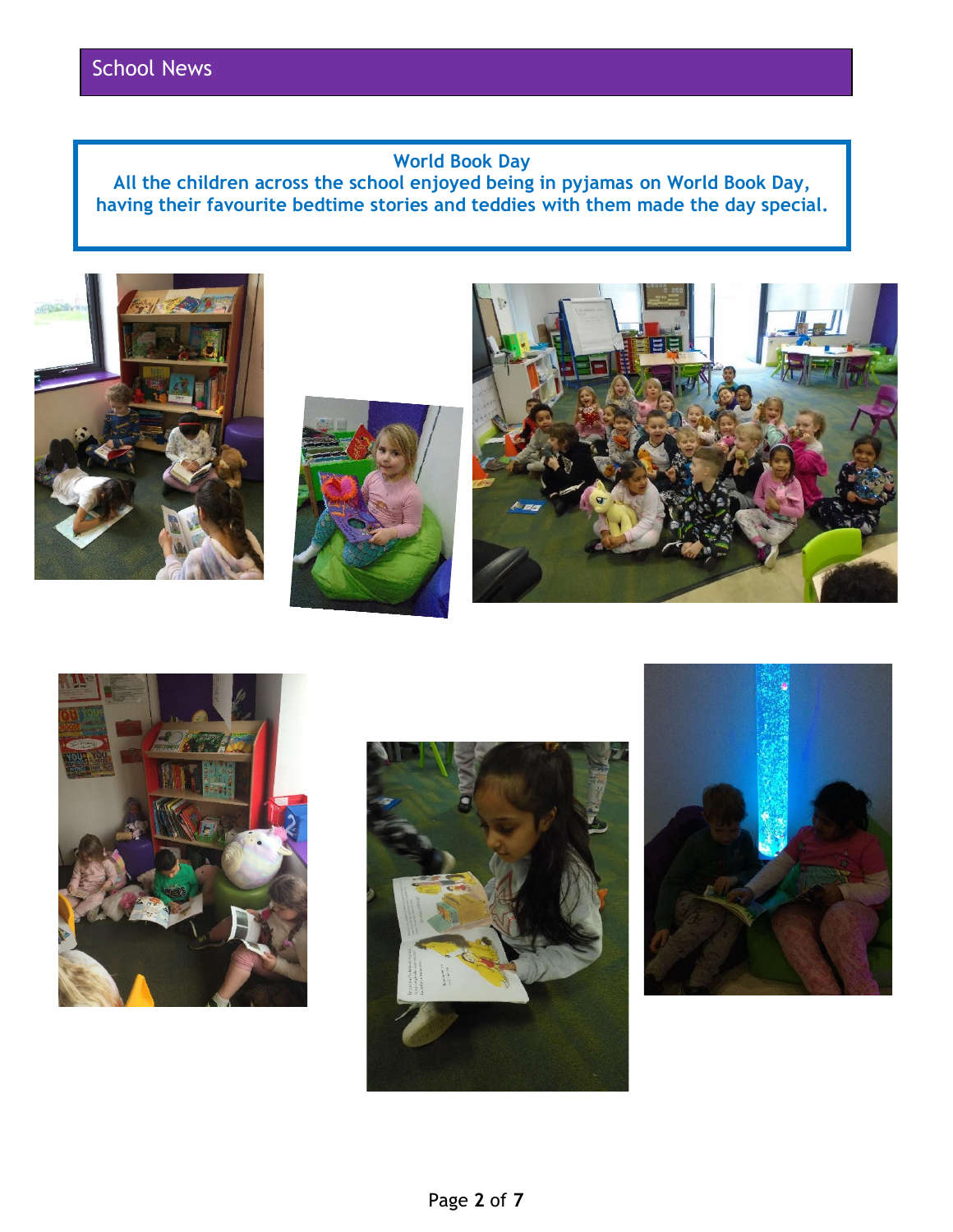## School News

### World Book Day

**All the children across the school enjoyed being in pyjamas on World Book Day, having their favourite bedtime stories and teddies with them made the day special.**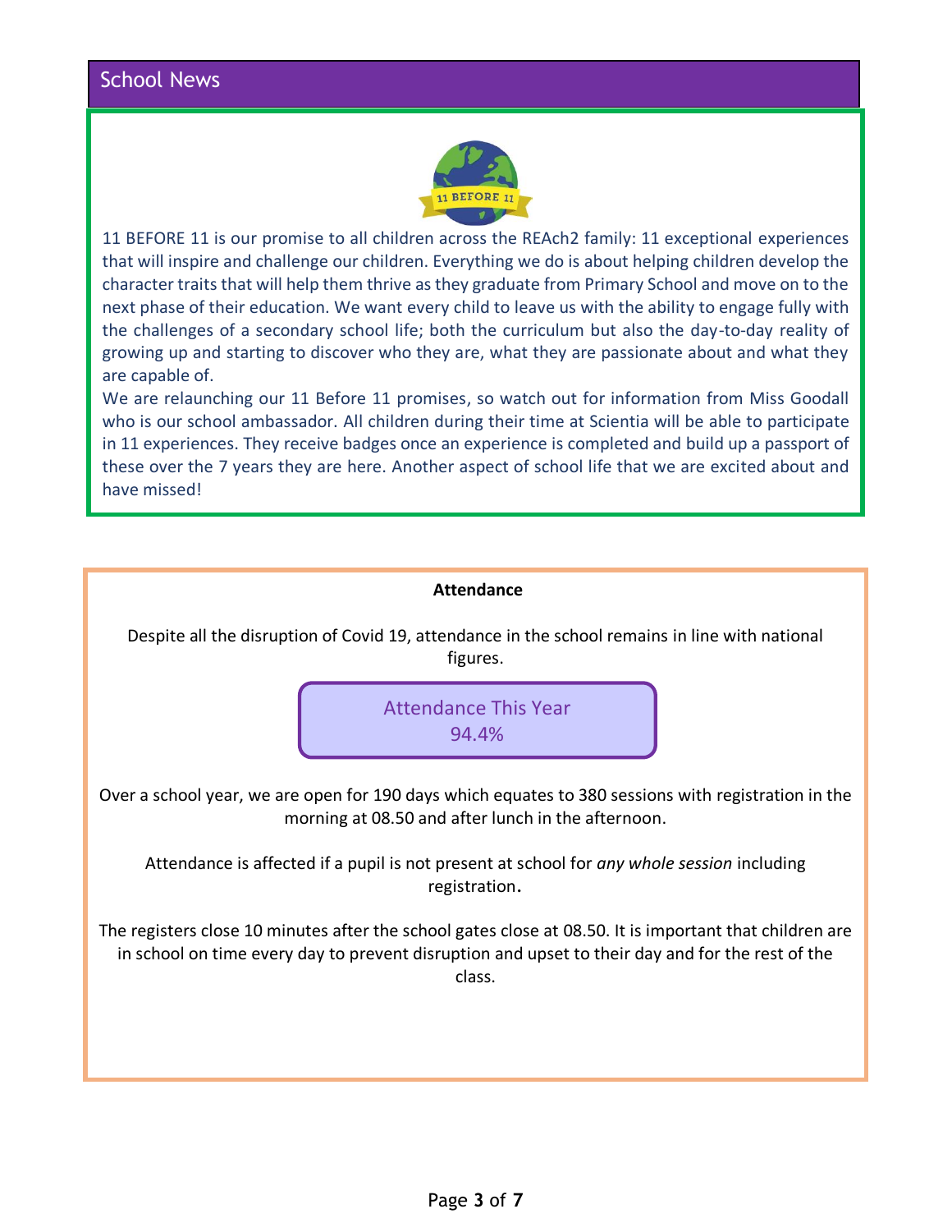## School News

11 BEFORE 11 is our promise to all children across the REAch2 family: 11 exceptional experiences that will inspire and challenge our children. Everything we do is about helping children develop the character traits that will help them thrive as they graduate from Primary School and move on to the next phase of their education. We want every child to leave us with the ability to engage fully with the challenges of a secondary school life; both the curriculum but also the day-to-day reality of growing up and starting to discover who they are, what they are passionate about and what they are capable of.

We are relaunching our 11 Before 11 promises, so watch out for information from Miss Goodall who is our school ambassador. All children during their time at Scientia will be able to participate in 11 experiences. They receive badges once an experience is completed and build up a passport of these over the 7 years they are here. Another aspect of school life that we are excited about and have missed!

### Attendance

Despite all the disruption of Covid 19, attendance in the school remains in line with national figures.

**Attendance This Year**
**94.4%**

Over a school year, we are open for 190 days which equates to 380 sessions with registration in the morning at 08.50 and after lunch in the afternoon.

Attendance is affected if a pupil is not present at school for *any whole session* including registration.

The registers close 10 minutes after the school gates close at 08.50. It is important that children are in school on time every day to prevent disruption and upset to their day and for the rest of the class.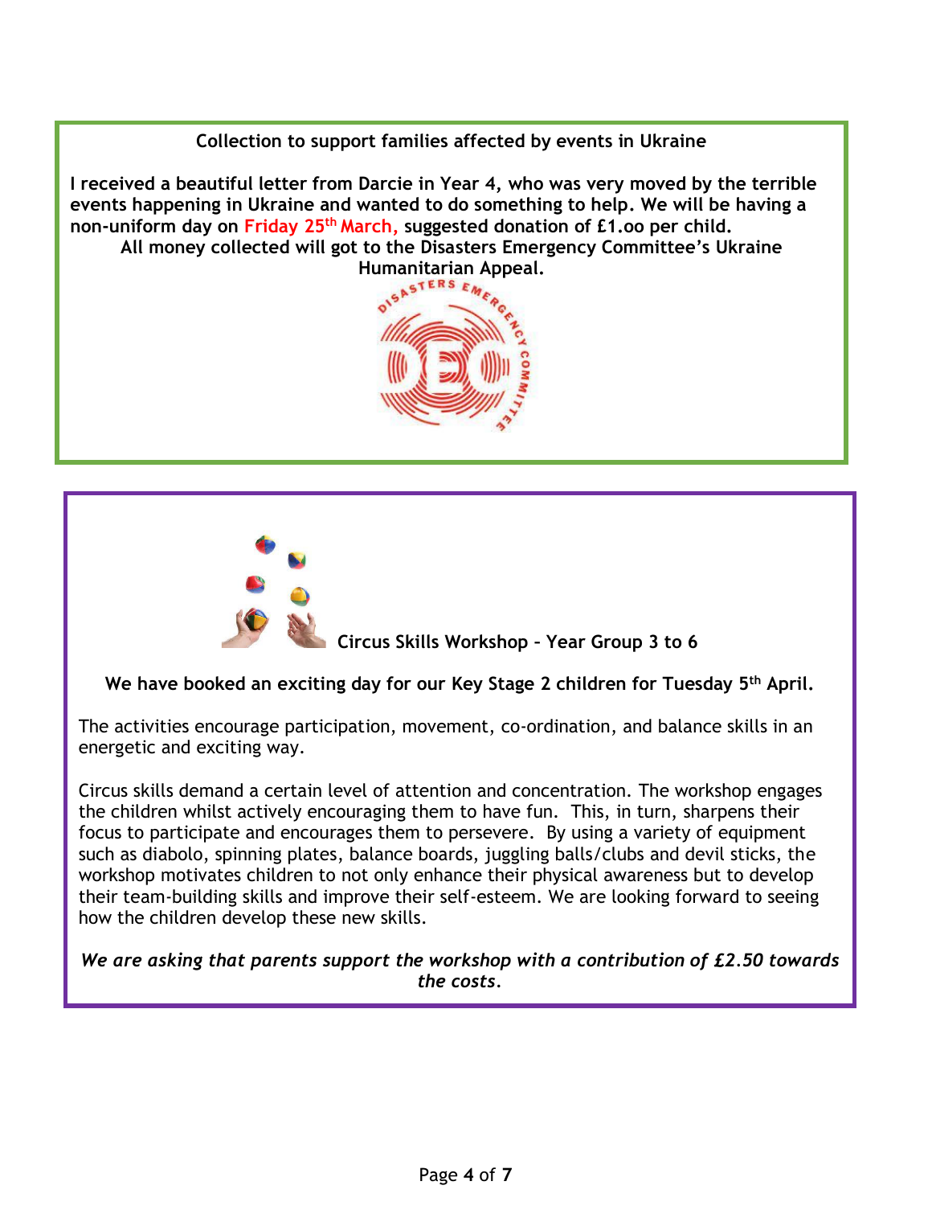**Collection to support families affected by events in Ukraine**

**I received a beautiful letter from Darcie in Year 4, who was very moved by the terrible events happening in Ukraine and wanted to do something to help. We will be having a non-uniform day on Friday 25th March, suggested donation of £1.oo per child.**

**All money collected will got to the Disasters Emergency Committee's Ukraine Humanitarian Appeal.**

**Circus Skills Workshop – Year Group 3 to 6**

**We have booked an exciting day for our Key Stage 2 children for Tuesday 5th April.**

The activities encourage participation, movement, co-ordination, and balance skills in an energetic and exciting way.

Circus skills demand a certain level of attention and concentration. The workshop engages the children whilst actively encouraging them to have fun. This, in turn, sharpens their focus to participate and encourages them to persevere. By using a variety of equipment such as diabolo, spinning plates, balance boards, juggling balls/clubs and devil sticks, the workshop motivates children to not only enhance their physical awareness but to develop their team-building skills and improve their self-esteem. We are looking forward to seeing how the children develop these new skills.

***We are asking that parents support the workshop with a contribution of £2.50 towards the costs.***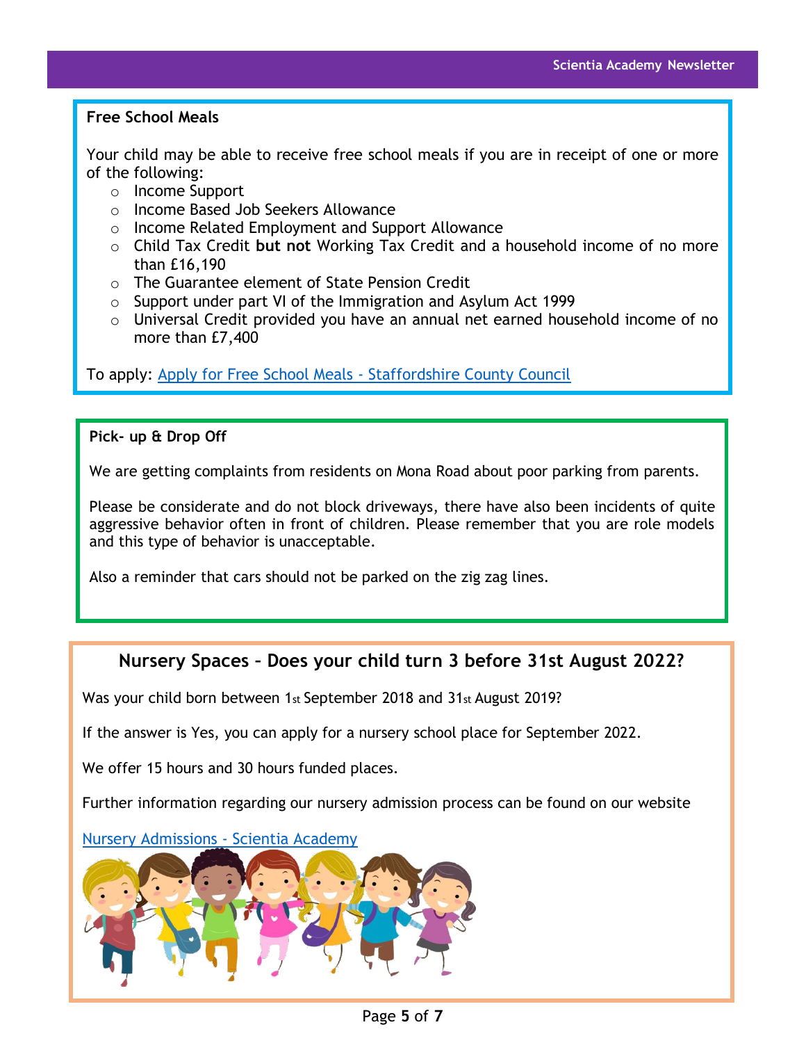## Free School Meals

Your child may be able to receive free school meals if you are in receipt of one or more of the following:

- Income Support
- Income Based Job Seekers Allowance
- Income Related Employment and Support Allowance
- Child Tax Credit **but not** Working Tax Credit and a household income of no more than £16,190
- The Guarantee element of State Pension Credit
- Support under part VI of the Immigration and Asylum Act 1999
- Universal Credit provided you have an annual net earned household income of no more than £7,400

To apply: Apply for Free School Meals - Staffordshire County Council

## Pick- up & Drop Off

We are getting complaints from residents on Mona Road about poor parking from parents.

Please be considerate and do not block driveways, there have also been incidents of quite aggressive behavior often in front of children. Please remember that you are role models and this type of behavior is unacceptable.

Also a reminder that cars should not be parked on the zig zag lines.

## Nursery Spaces – Does your child turn 3 before 31st August 2022?

Was your child born between 1st September 2018 and 31st August 2019?

If the answer is Yes, you can apply for a nursery school place for September 2022.

We offer 15 hours and 30 hours funded places.

Further information regarding our nursery admission process can be found on our website

Nursery Admissions - Scientia Academy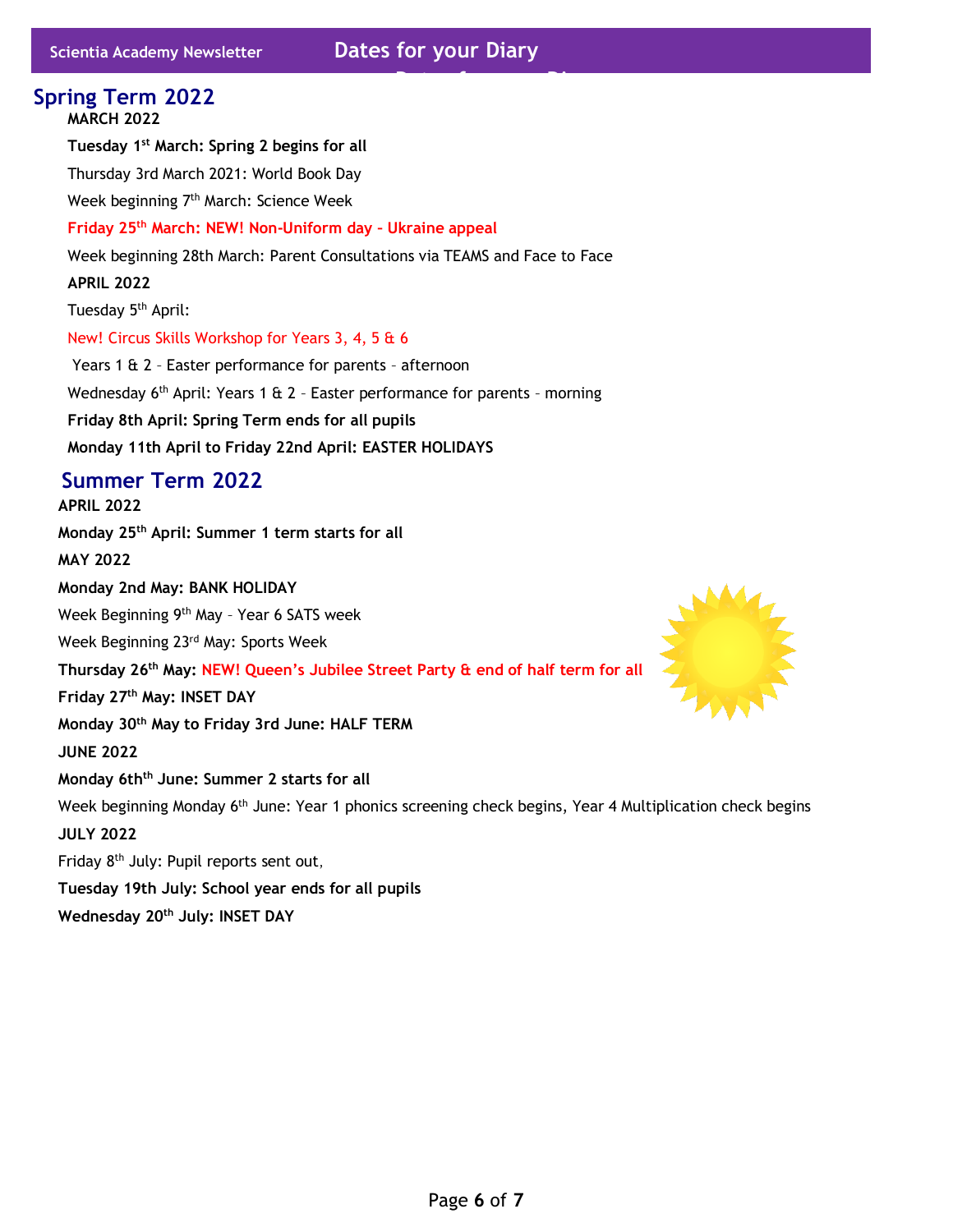# Dates for your Diary

## Spring Term 2022

**MARCH 2022**

**Tuesday 1st March: Spring 2 begins for all**

Thursday 3rd March 2021: World Book Day

Week beginning 7th March: Science Week

**Friday 25th March: NEW! Non-Uniform day - Ukraine appeal**

Week beginning 28th March: Parent Consultations via TEAMS and Face to Face

**APRIL 2022**

Tuesday 5th April:

New! Circus Skills Workshop for Years 3, 4, 5 & 6

Years 1 & 2 – Easter performance for parents – afternoon

Wednesday 6th April: Years 1 & 2 – Easter performance for parents – morning

**Friday 8th April: Spring Term ends for all pupils**

**Monday 11th April to Friday 22nd April: EASTER HOLIDAYS**

## Summer Term 2022

**APRIL 2022**

**Monday 25th April: Summer 1 term starts for all**

**MAY 2022**

**Monday 2nd May: BANK HOLIDAY**

Week Beginning 9th May – Year 6 SATS week

Week Beginning 23rd May: Sports Week

**Thursday 26th May: NEW! Queen's Jubilee Street Party & end of half term for all**

**Friday 27th May: INSET DAY**

**Monday 30th May to Friday 3rd June: HALF TERM**

**JUNE 2022**

**Monday 6thth June: Summer 2 starts for all**

Week beginning Monday 6th June: Year 1 phonics screening check begins, Year 4 Multiplication check begins

**JULY 2022**

Friday 8th July: Pupil reports sent out,

**Tuesday 19th July: School year ends for all pupils**

**Wednesday 20th July: INSET DAY**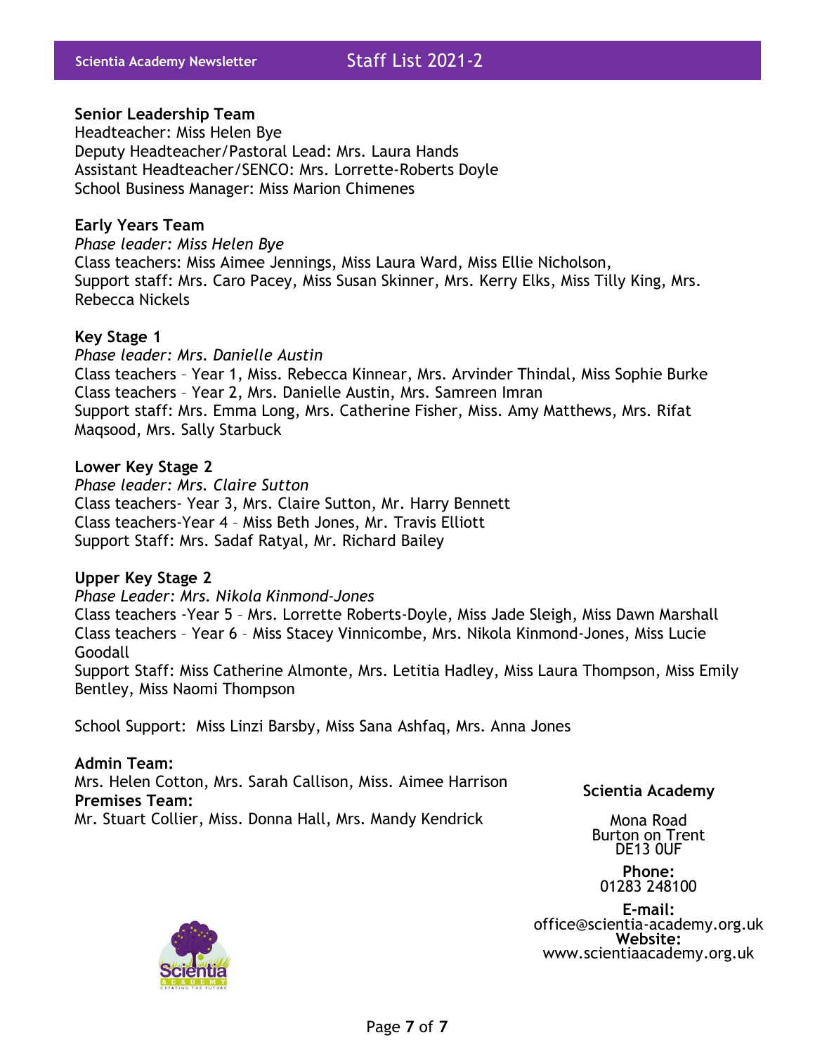# Staff List 2021-2

**Senior Leadership Team**
Headteacher: Miss Helen Bye
Deputy Headteacher/Pastoral Lead: Mrs. Laura Hands
Assistant Headteacher/SENCO: Mrs. Lorrette-Roberts Doyle
School Business Manager: Miss Marion Chimenes

**Early Years Team**
*Phase leader: Miss Helen Bye*
Class teachers: Miss Aimee Jennings, Miss Laura Ward, Miss Ellie Nicholson,
Support staff: Mrs. Caro Pacey, Miss Susan Skinner, Mrs. Kerry Elks, Miss Tilly King, Mrs. Rebecca Nickels

**Key Stage 1**
*Phase leader: Mrs. Danielle Austin*
Class teachers – Year 1, Miss. Rebecca Kinnear, Mrs. Arvinder Thindal, Miss Sophie Burke
Class teachers – Year 2, Mrs. Danielle Austin, Mrs. Samreen Imran
Support staff: Mrs. Emma Long, Mrs. Catherine Fisher, Miss. Amy Matthews, Mrs. Rifat Maqsood, Mrs. Sally Starbuck

**Lower Key Stage 2**
*Phase leader: Mrs. Claire Sutton*
Class teachers- Year 3, Mrs. Claire Sutton, Mr. Harry Bennett
Class teachers-Year 4 – Miss Beth Jones, Mr. Travis Elliott
Support Staff: Mrs. Sadaf Ratyal, Mr. Richard Bailey

**Upper Key Stage 2**
*Phase Leader: Mrs. Nikola Kinmond-Jones*
Class teachers -Year 5 – Mrs. Lorrette Roberts-Doyle, Miss Jade Sleigh, Miss Dawn Marshall
Class teachers – Year 6 – Miss Stacey Vinnicombe, Mrs. Nikola Kinmond-Jones, Miss Lucie Goodall
Support Staff: Miss Catherine Almonte, Mrs. Letitia Hadley, Miss Laura Thompson, Miss Emily Bentley, Miss Naomi Thompson

School Support: Miss Linzi Barsby, Miss Sana Ashfaq, Mrs. Anna Jones

**Admin Team:**
Mrs. Helen Cotton, Mrs. Sarah Callison, Miss. Aimee Harrison
**Premises Team:**
Mr. Stuart Collier, Miss. Donna Hall, Mrs. Mandy Kendrick

**Scientia Academy**

Mona Road
Burton on Trent
DE13 0UF

**Phone:**
01283 248100

**E-mail:**
office@scientia-academy.org.uk
**Website:**
www.scientiaacademy.org.uk